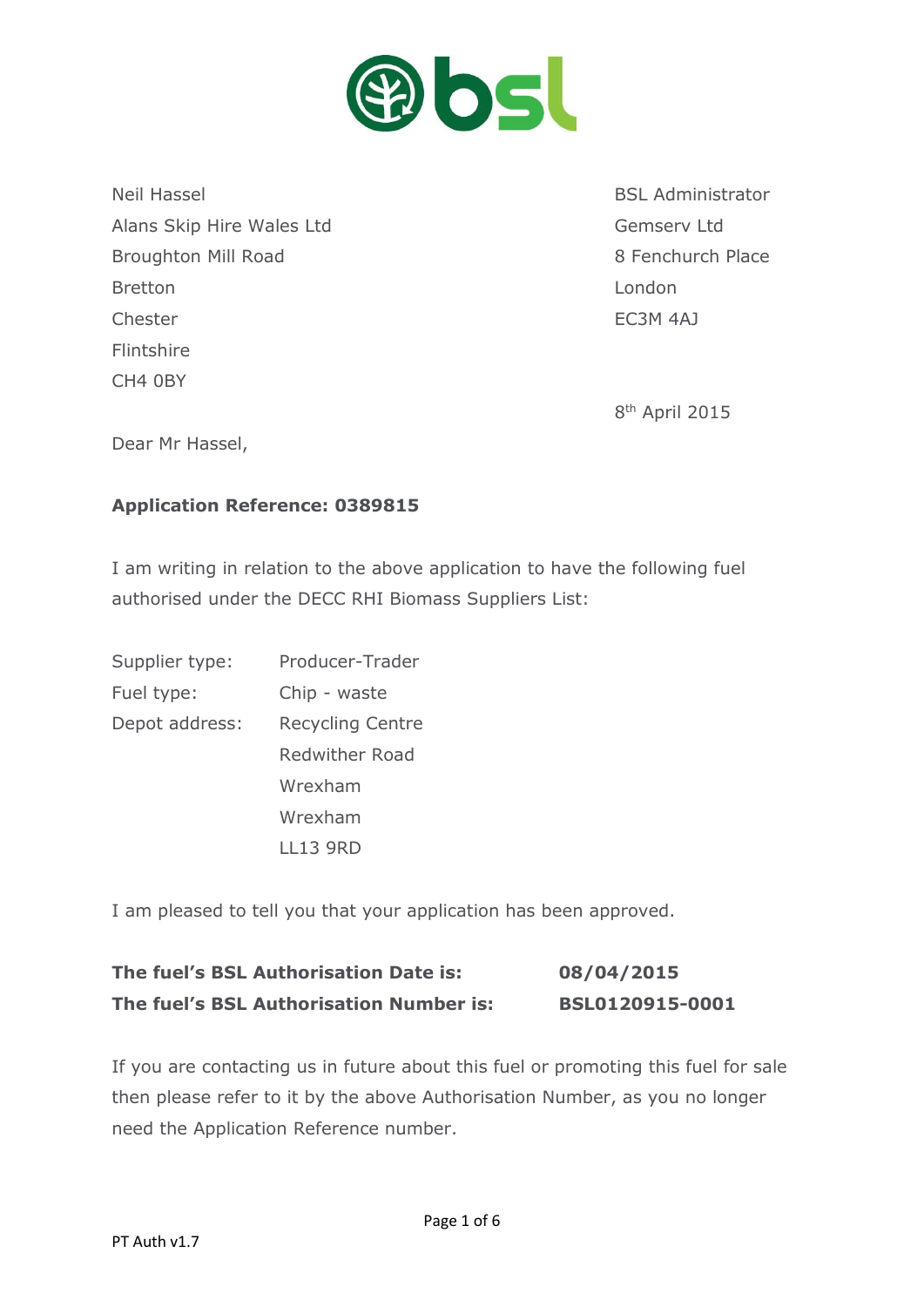Neil Hassel
Alans Skip Hire Wales Ltd
Broughton Mill Road
Bretton
Chester
Flintshire
CH4 0BY

BSL Administrator
Gemserv Ltd
8 Fenchurch Place
London
EC3M 4AJ

8th April 2015

Dear Mr Hassel,

**Application Reference: 0389815**

I am writing in relation to the above application to have the following fuel authorised under the DECC RHI Biomass Suppliers List:

| | |
|---|---|
| Supplier type: | Producer-Trader |
| Fuel type: | Chip - waste |
| Depot address: | Recycling Centre<br>Redwither Road<br>Wrexham<br>Wrexham<br>LL13 9RD |

I am pleased to tell you that your application has been approved.

| | |
|---|---|
| **The fuel's BSL Authorisation Date is:** | **08/04/2015** |
| **The fuel's BSL Authorisation Number is:** | **BSL0120915-0001** |

If you are contacting us in future about this fuel or promoting this fuel for sale then please refer to it by the above Authorisation Number, as you no longer need the Application Reference number.

PT Auth v1.7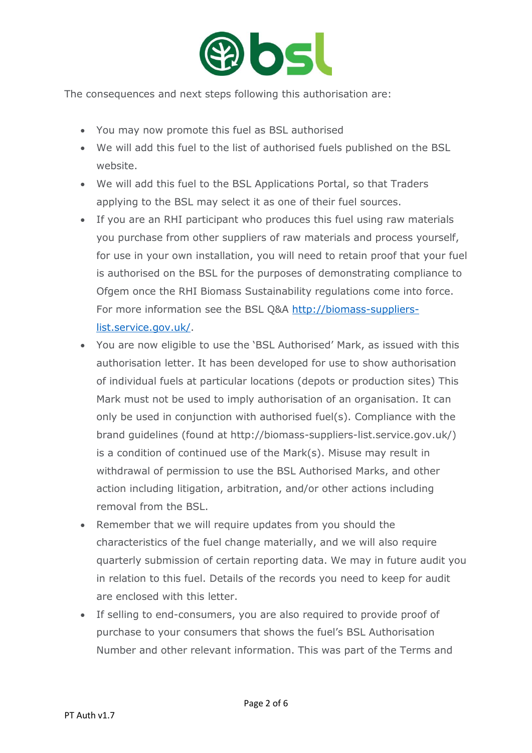The consequences and next steps following this authorisation are:

- You may now promote this fuel as BSL authorised
- We will add this fuel to the list of authorised fuels published on the BSL website.
- We will add this fuel to the BSL Applications Portal, so that Traders applying to the BSL may select it as one of their fuel sources.
- If you are an RHI participant who produces this fuel using raw materials you purchase from other suppliers of raw materials and process yourself, for use in your own installation, you will need to retain proof that your fuel is authorised on the BSL for the purposes of demonstrating compliance to Ofgem once the RHI Biomass Sustainability regulations come into force. For more information see the BSL Q&A [http://biomass-suppliers-list.service.gov.uk/](http://biomass-suppliers-list.service.gov.uk/).
- You are now eligible to use the 'BSL Authorised' Mark, as issued with this authorisation letter. It has been developed for use to show authorisation of individual fuels at particular locations (depots or production sites) This Mark must not be used to imply authorisation of an organisation. It can only be used in conjunction with authorised fuel(s). Compliance with the brand guidelines (found at http://biomass-suppliers-list.service.gov.uk/) is a condition of continued use of the Mark(s). Misuse may result in withdrawal of permission to use the BSL Authorised Marks, and other action including litigation, arbitration, and/or other actions including removal from the BSL.
- Remember that we will require updates from you should the characteristics of the fuel change materially, and we will also require quarterly submission of certain reporting data. We may in future audit you in relation to this fuel. Details of the records you need to keep for audit are enclosed with this letter.
- If selling to end-consumers, you are also required to provide proof of purchase to your consumers that shows the fuel's BSL Authorisation Number and other relevant information. This was part of the Terms and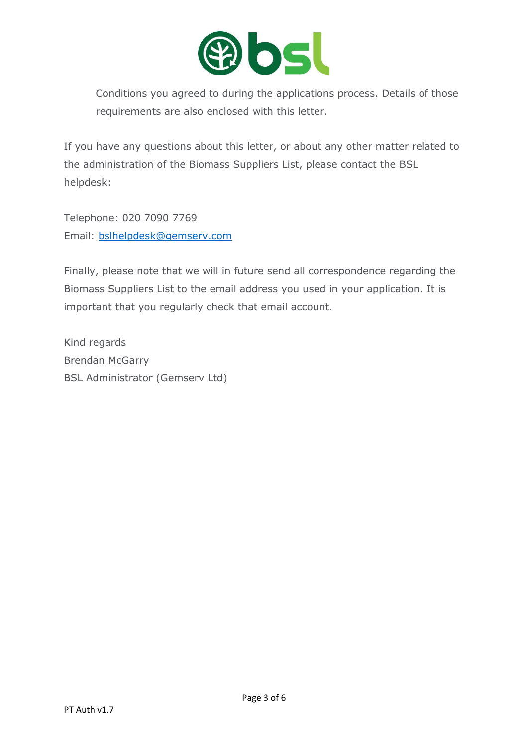Conditions you agreed to during the applications process. Details of those requirements are also enclosed with this letter.

If you have any questions about this letter, or about any other matter related to the administration of the Biomass Suppliers List, please contact the BSL helpdesk:

Telephone: 020 7090 7769
Email: bslhelpdesk@gemserv.com

Finally, please note that we will in future send all correspondence regarding the Biomass Suppliers List to the email address you used in your application. It is important that you regularly check that email account.

Kind regards
Brendan McGarry
BSL Administrator (Gemserv Ltd)